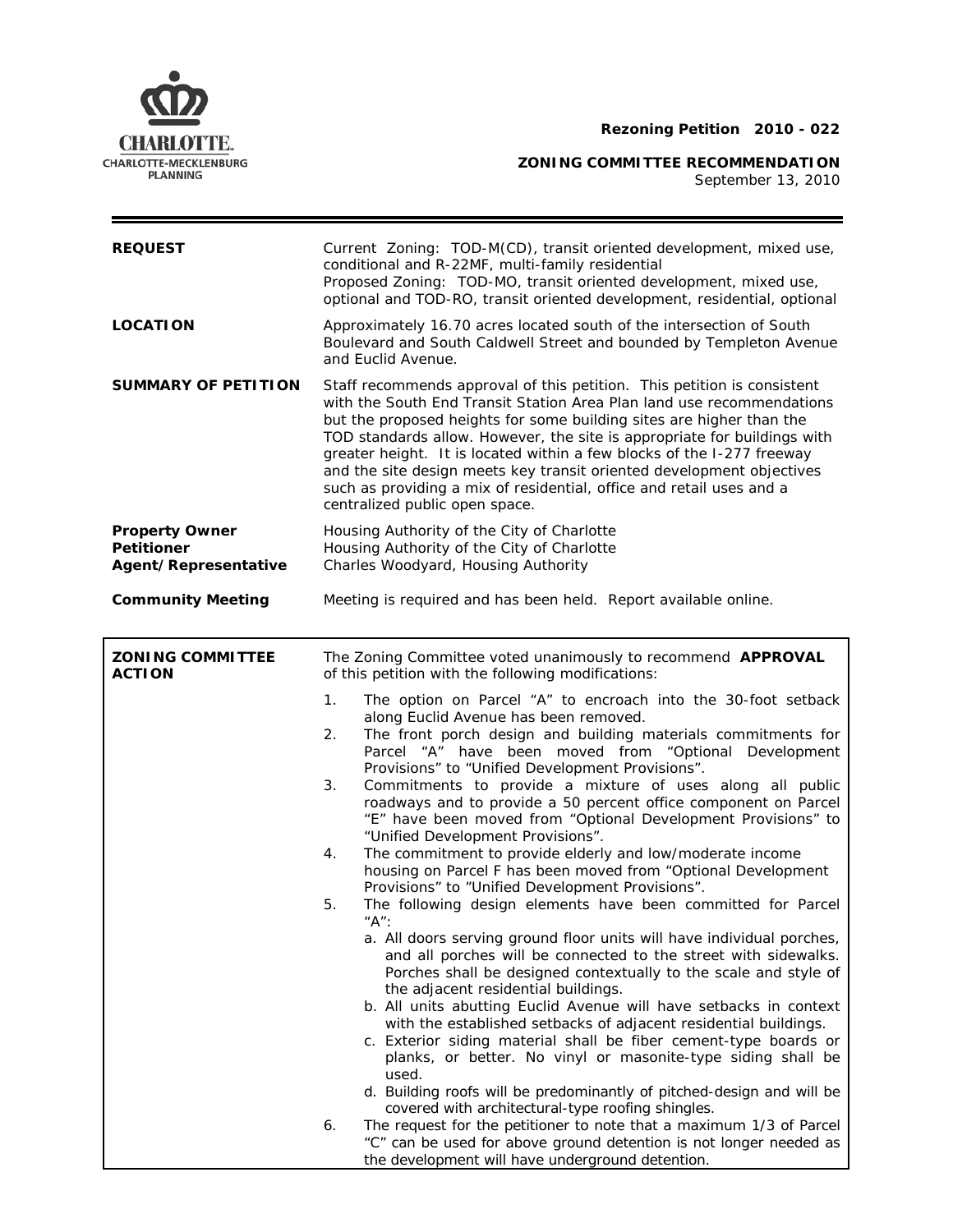**Rezoning Petition 2010 - 022**

**ZONING COMMITTEE RECOMMENDATION**
September 13, 2010

| | |
|---|---|
| **REQUEST** | Current Zoning: TOD-M(CD), transit oriented development, mixed use, conditional and R-22MF, multi-family residential<br>Proposed Zoning: TOD-MO, transit oriented development, mixed use, optional and TOD-RO, transit oriented development, residential, optional |
| **LOCATION** | Approximately 16.70 acres located south of the intersection of South Boulevard and South Caldwell Street and bounded by Templeton Avenue and Euclid Avenue. |
| **SUMMARY OF PETITION** | Staff recommends approval of this petition. This petition is consistent with the South End Transit Station Area Plan land use recommendations but the proposed heights for some building sites are higher than the TOD standards allow. However, the site is appropriate for buildings with greater height. It is located within a few blocks of the I-277 freeway and the site design meets key transit oriented development objectives such as providing a mix of residential, office and retail uses and a centralized public open space. |
| **Property Owner**<br>**Petitioner**<br>**Agent/Representative** | Housing Authority of the City of Charlotte<br>Housing Authority of the City of Charlotte<br>Charles Woodyard, Housing Authority |
| **Community Meeting** | Meeting is required and has been held. Report available online. |

**ZONING COMMITTEE ACTION**

The Zoning Committee voted unanimously to recommend **APPROVAL** of this petition with the following modifications:

1. The option on Parcel "A" to encroach into the 30-foot setback along Euclid Avenue has been removed.
2. The front porch design and building materials commitments for Parcel "A" have been moved from "Optional Development Provisions" to "Unified Development Provisions".
3. Commitments to provide a mixture of uses along all public roadways and to provide a 50 percent office component on Parcel "E" have been moved from "Optional Development Provisions" to "Unified Development Provisions".
4. The commitment to provide elderly and low/moderate income housing on Parcel F has been moved from "Optional Development Provisions" to "Unified Development Provisions".
5. The following design elements have been committed for Parcel "A":
   a. All doors serving ground floor units will have individual porches, and all porches will be connected to the street with sidewalks. Porches shall be designed contextually to the scale and style of the adjacent residential buildings.
   b. All units abutting Euclid Avenue will have setbacks in context with the established setbacks of adjacent residential buildings.
   c. Exterior siding material shall be fiber cement-type boards or planks, or better. No vinyl or masonite-type siding shall be used.
   d. Building roofs will be predominantly of pitched-design and will be covered with architectural-type roofing shingles.
6. The request for the petitioner to note that a maximum 1/3 of Parcel "C" can be used for above ground detention is not longer needed as the development will have underground detention.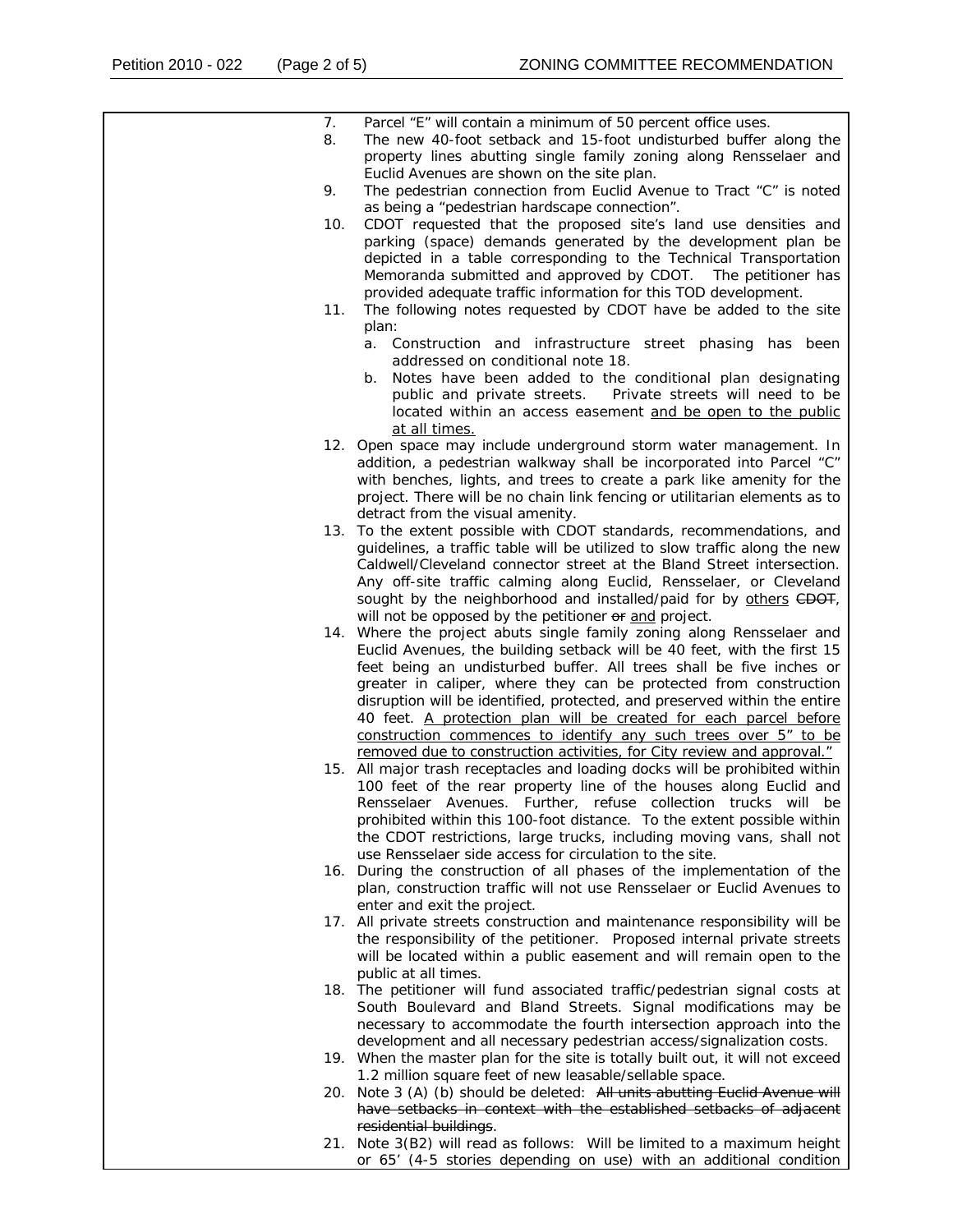7. Parcel "E" will contain a minimum of 50 percent office uses.
8. The new 40-foot setback and 15-foot undisturbed buffer along the property lines abutting single family zoning along Rensselaer and Euclid Avenues are shown on the site plan.
9. The pedestrian connection from Euclid Avenue to Tract "C" is noted as being a "pedestrian hardscape connection".
10. CDOT requested that the proposed site's land use densities and parking (space) demands generated by the development plan be depicted in a table corresponding to the Technical Transportation Memoranda submitted and approved by CDOT. The petitioner has provided adequate traffic information for this TOD development.
11. The following notes requested by CDOT have be added to the site plan:
    a. Construction and infrastructure street phasing has been addressed on conditional note 18.
    b. Notes have been added to the conditional plan designating public and private streets. Private streets will need to be located within an access easement <u>and be open to the public at all times.</u>
12. Open space may include underground storm water management. In addition, a pedestrian walkway shall be incorporated into Parcel "C" with benches, lights, and trees to create a park like amenity for the project. There will be no chain link fencing or utilitarian elements as to detract from the visual amenity.
13. To the extent possible with CDOT standards, recommendations, and guidelines, a traffic table will be utilized to slow traffic along the new Caldwell/Cleveland connector street at the Bland Street intersection. Any off-site traffic calming along Euclid, Rensselaer, or Cleveland sought by the neighborhood and installed/paid for by <u>others</u> ~~CDOT~~, will not be opposed by the petitioner ~~or~~ <u>and</u> project.
14. Where the project abuts single family zoning along Rensselaer and Euclid Avenues, the building setback will be 40 feet, with the first 15 feet being an undisturbed buffer. All trees shall be five inches or greater in caliper, where they can be protected from construction disruption will be identified, protected, and preserved within the entire 40 feet. <u>A protection plan will be created for each parcel before construction commences to identify any such trees over 5" to be removed due to construction activities, for City review and approval."</u>
15. All major trash receptacles and loading docks will be prohibited within 100 feet of the rear property line of the houses along Euclid and Rensselaer Avenues. Further, refuse collection trucks will be prohibited within this 100-foot distance. To the extent possible within the CDOT restrictions, large trucks, including moving vans, shall not use Rensselaer side access for circulation to the site.
16. During the construction of all phases of the implementation of the plan, construction traffic will not use Rensselaer or Euclid Avenues to enter and exit the project.
17. All private streets construction and maintenance responsibility will be the responsibility of the petitioner. Proposed internal private streets will be located within a public easement and will remain open to the public at all times.
18. The petitioner will fund associated traffic/pedestrian signal costs at South Boulevard and Bland Streets. Signal modifications may be necessary to accommodate the fourth intersection approach into the development and all necessary pedestrian access/signalization costs.
19. When the master plan for the site is totally built out, it will not exceed 1.2 million square feet of new leasable/sellable space.
20. Note 3 (A) (b) should be deleted: ~~All units abutting Euclid Avenue will have setbacks in context with the established setbacks of adjacent residential buildings~~.
21. Note 3(B2) will read as follows: Will be limited to a maximum height or 65' (4-5 stories depending on use) with an additional condition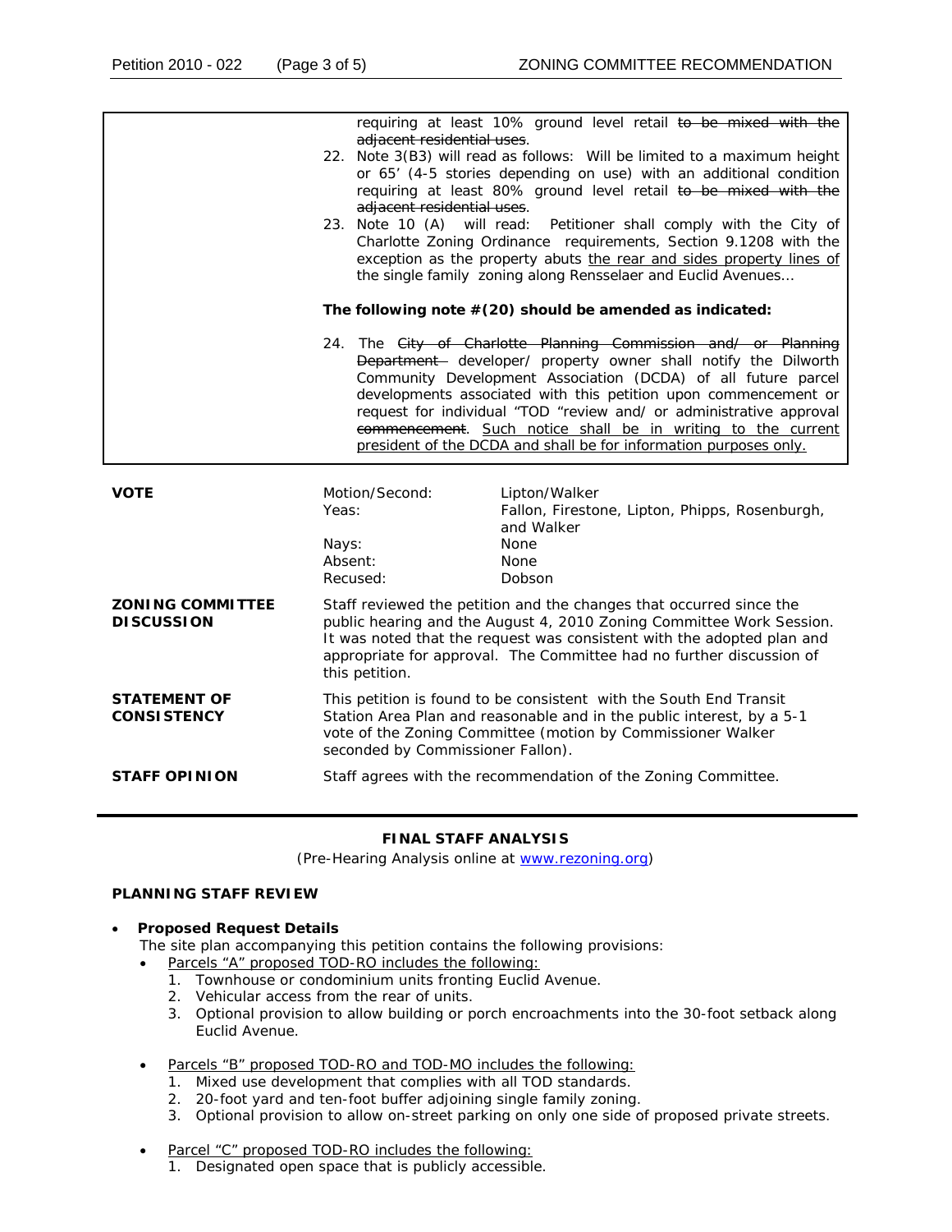requiring at least 10% ground level retail ~~to be mixed with the adjacent residential uses~~.

22. Note 3(B3) will read as follows: Will be limited to a maximum height or 65' (4-5 stories depending on use) with an additional condition requiring at least 80% ground level retail ~~to be mixed with the adjacent residential uses~~.
23. Note 10 (A) will read: Petitioner shall comply with the City of Charlotte Zoning Ordinance requirements, Section 9.1208 with the exception as the property abuts <u>the rear and sides property lines of</u> the single family zoning along Rensselaer and Euclid Avenues…

**The following note #(20) should be amended as indicated:**

24. The ~~City of Charlotte Planning Commission and/ or Planning Department~~ developer/ property owner shall notify the Dilworth Community Development Association (DCDA) of all future parcel developments associated with this petition upon commencement or request for individual "TOD "review and/ or administrative approval ~~commencement~~. <u>Such notice shall be in writing to the current president of the DCDA and shall be for information purposes only.</u>

**VOTE**

| | | |
|---|---|---|
| Motion/Second: | Lipton/Walker | |
| Yeas: | Fallon, Firestone, Lipton, Phipps, Rosenburgh, and Walker | |
| Nays: | None | |
| Absent: | None | |
| Recused: | Dobson | |

**ZONING COMMITTEE DISCUSSION**

Staff reviewed the petition and the changes that occurred since the public hearing and the August 4, 2010 Zoning Committee Work Session. It was noted that the request was consistent with the adopted plan and appropriate for approval. The Committee had no further discussion of this petition.

**STATEMENT OF CONSISTENCY**

This petition is found to be consistent with the South End Transit Station Area Plan and reasonable and in the public interest, by a 5-1 vote of the Zoning Committee (motion by Commissioner Walker seconded by Commissioner Fallon).

**STAFF OPINION**

Staff agrees with the recommendation of the Zoning Committee.

---

## FINAL STAFF ANALYSIS

(Pre-Hearing Analysis online at www.rezoning.org)

### PLANNING STAFF REVIEW

- **Proposed Request Details**

  The site plan accompanying this petition contains the following provisions:

  - <u>Parcels "A" proposed TOD-RO includes the following:</u>
    1. Townhouse or condominium units fronting Euclid Avenue.
    2. Vehicular access from the rear of units.
    3. Optional provision to allow building or porch encroachments into the 30-foot setback along Euclid Avenue.

  - <u>Parcels "B" proposed TOD-RO and TOD-MO includes the following:</u>
    1. Mixed use development that complies with all TOD standards.
    2. 20-foot yard and ten-foot buffer adjoining single family zoning.
    3. Optional provision to allow on-street parking on only one side of proposed private streets.

  - <u>Parcel "C" proposed TOD-RO includes the following:</u>
    1. Designated open space that is publicly accessible.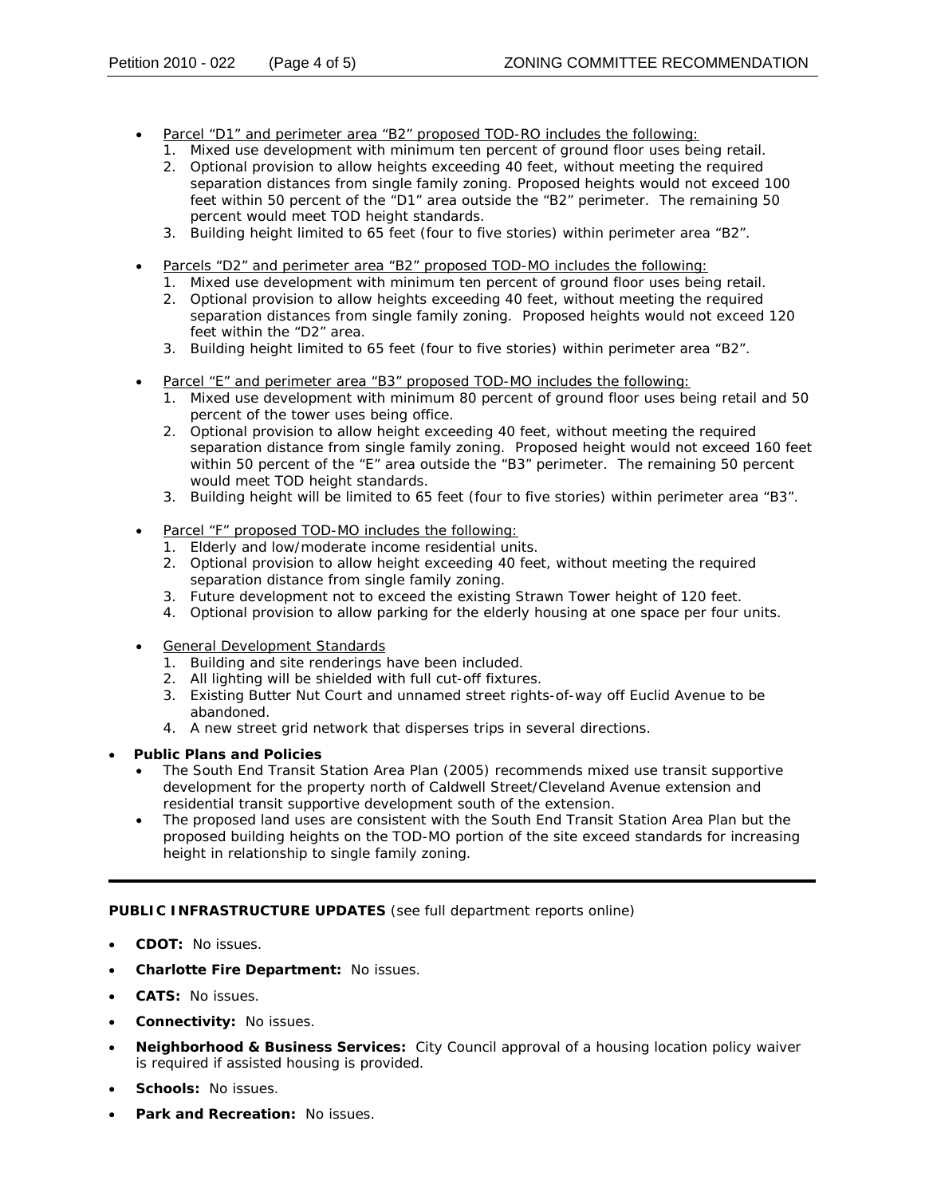- Parcel "D1" and perimeter area "B2" proposed TOD-RO includes the following:
  1. Mixed use development with minimum ten percent of ground floor uses being retail.
  2. Optional provision to allow heights exceeding 40 feet, without meeting the required separation distances from single family zoning. Proposed heights would not exceed 100 feet within 50 percent of the "D1" area outside the "B2" perimeter. The remaining 50 percent would meet TOD height standards.
  3. Building height limited to 65 feet (four to five stories) within perimeter area "B2".

- Parcels "D2" and perimeter area "B2" proposed TOD-MO includes the following:
  1. Mixed use development with minimum ten percent of ground floor uses being retail.
  2. Optional provision to allow heights exceeding 40 feet, without meeting the required separation distances from single family zoning. Proposed heights would not exceed 120 feet within the "D2" area.
  3. Building height limited to 65 feet (four to five stories) within perimeter area "B2".

- Parcel "E" and perimeter area "B3" proposed TOD-MO includes the following:
  1. Mixed use development with minimum 80 percent of ground floor uses being retail and 50 percent of the tower uses being office.
  2. Optional provision to allow height exceeding 40 feet, without meeting the required separation distance from single family zoning. Proposed height would not exceed 160 feet within 50 percent of the "E" area outside the "B3" perimeter. The remaining 50 percent would meet TOD height standards.
  3. Building height will be limited to 65 feet (four to five stories) within perimeter area "B3".

- Parcel "F" proposed TOD-MO includes the following:
  1. Elderly and low/moderate income residential units.
  2. Optional provision to allow height exceeding 40 feet, without meeting the required separation distance from single family zoning.
  3. Future development not to exceed the existing Strawn Tower height of 120 feet.
  4. Optional provision to allow parking for the elderly housing at one space per four units.

- General Development Standards
  1. Building and site renderings have been included.
  2. All lighting will be shielded with full cut-off fixtures.
  3. Existing Butter Nut Court and unnamed street rights-of-way off Euclid Avenue to be abandoned.
  4. A new street grid network that disperses trips in several directions.

- **Public Plans and Policies**
  - The South End Transit Station Area Plan (2005) recommends mixed use transit supportive development for the property north of Caldwell Street/Cleveland Avenue extension and residential transit supportive development south of the extension.
  - The proposed land uses are consistent with the South End Transit Station Area Plan but the proposed building heights on the TOD-MO portion of the site exceed standards for increasing height in relationship to single family zoning.

---

**PUBLIC INFRASTRUCTURE UPDATES** (see full department reports online)

- **CDOT:** No issues.
- **Charlotte Fire Department:** No issues.
- **CATS:** No issues.
- **Connectivity:** No issues.
- **Neighborhood & Business Services:** City Council approval of a housing location policy waiver is required if assisted housing is provided.
- **Schools:** No issues.
- **Park and Recreation:** No issues.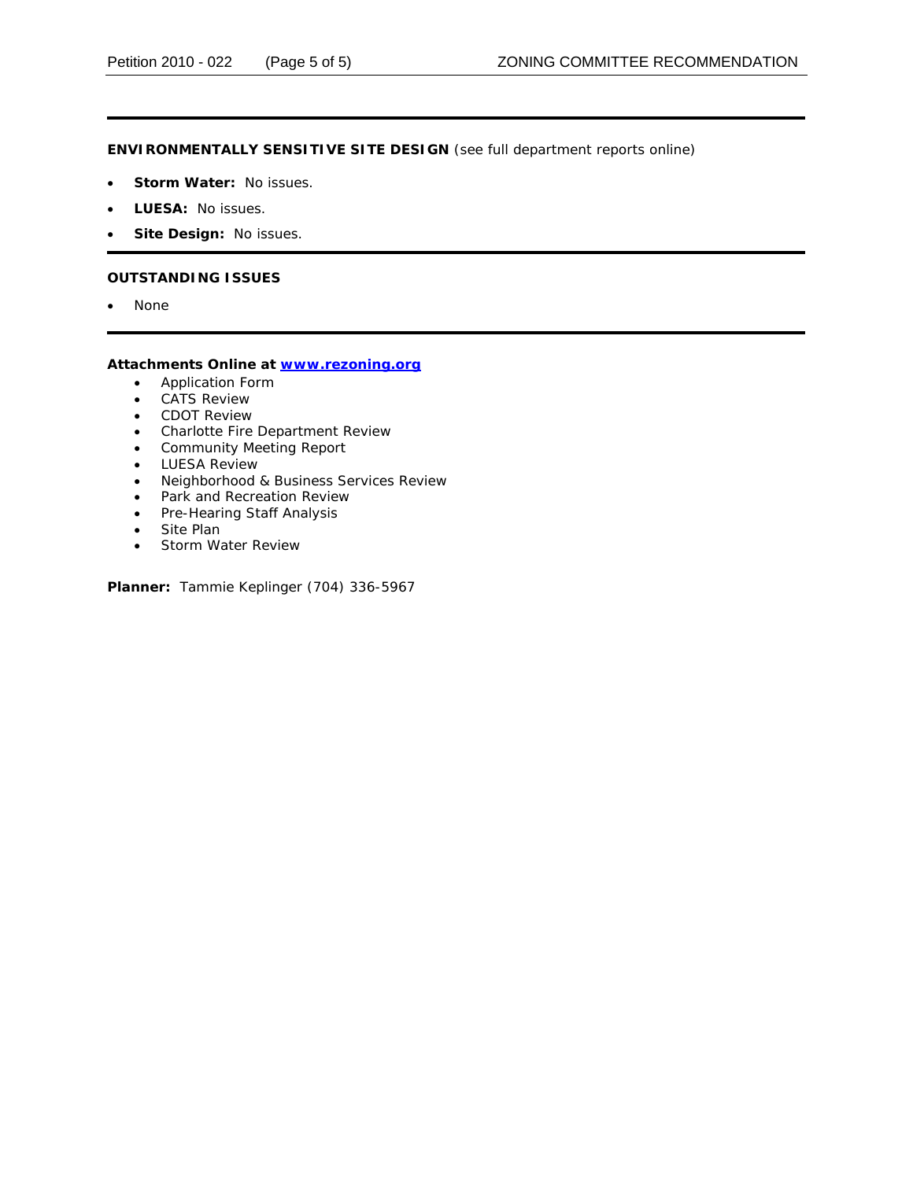**ENVIRONMENTALLY SENSITIVE SITE DESIGN** (see full department reports online)

- **Storm Water:** No issues.
- **LUESA:** No issues.
- **Site Design:** No issues.

**OUTSTANDING ISSUES**

- None

**Attachments Online at [www.rezoning.org](www.rezoning.org)**

- Application Form
- CATS Review
- CDOT Review
- Charlotte Fire Department Review
- Community Meeting Report
- LUESA Review
- Neighborhood & Business Services Review
- Park and Recreation Review
- Pre-Hearing Staff Analysis
- Site Plan
- Storm Water Review

**Planner:** Tammie Keplinger (704) 336-5967